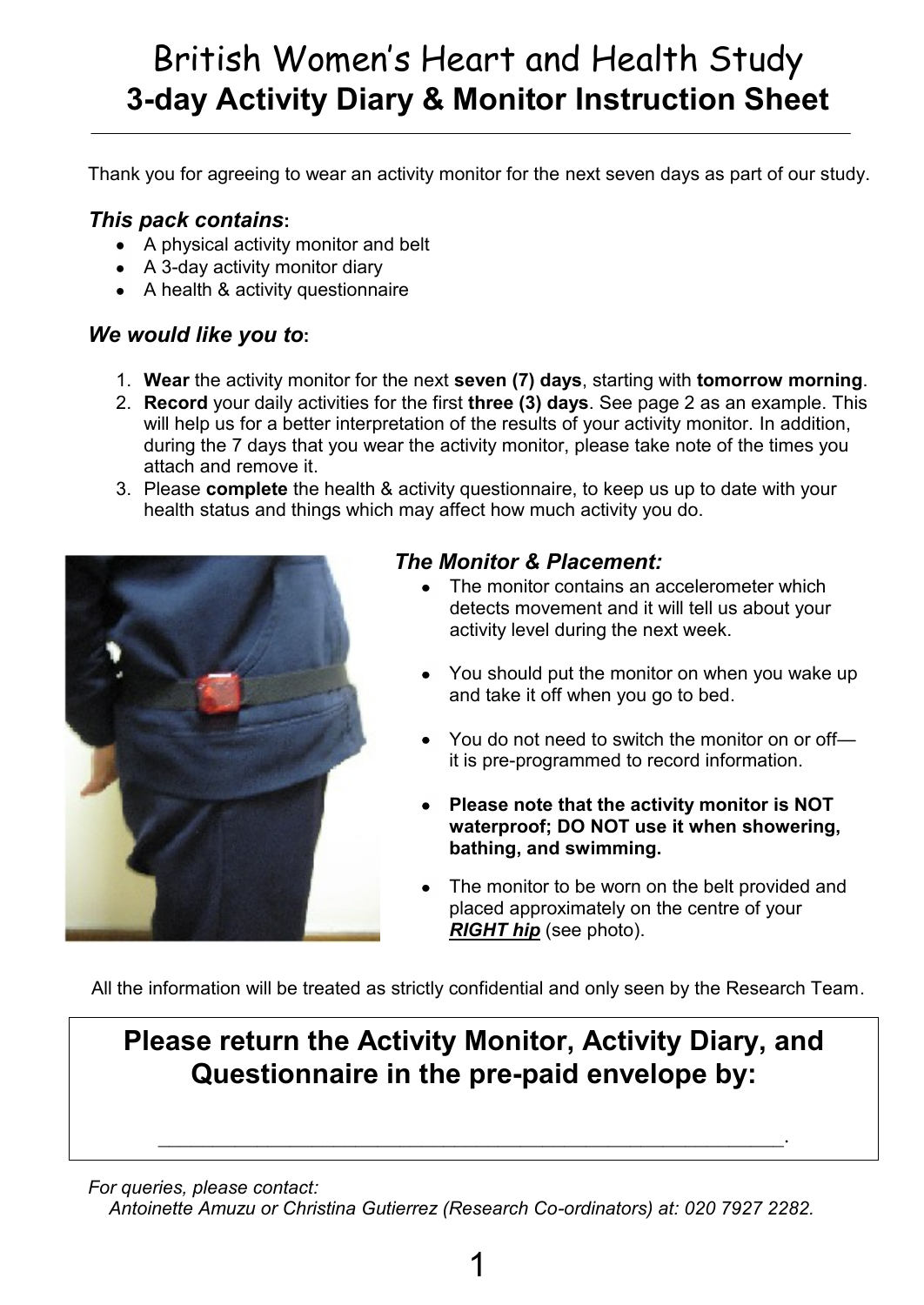# British Women's Heart and Health Study

## 3-day Activity Diary & Monitor Instruction Sheet

Thank you for agreeing to wear an activity monitor for the next seven days as part of our study.

### *This pack contains*:

- A physical activity monitor and belt
- A 3-day activity monitor diary
- A health & activity questionnaire

### *We would like you to*:

1. **Wear** the activity monitor for the next **seven (7) days**, starting with **tomorrow morning**.
2. **Record** your daily activities for the first **three (3) days**. See page 2 as an example. This will help us for a better interpretation of the results of your activity monitor. In addition, during the 7 days that you wear the activity monitor, please take note of the times you attach and remove it.
3. Please **complete** the health & activity questionnaire, to keep us up to date with your health status and things which may affect how much activity you do.

### *The Monitor & Placement:*

- The monitor contains an accelerometer which detects movement and it will tell us about your activity level during the next week.
- You should put the monitor on when you wake up and take it off when you go to bed.
- You do not need to switch the monitor on or off—it is pre-programmed to record information.
- **Please note that the activity monitor is NOT waterproof; DO NOT use it when showering, bathing, and swimming.**
- The monitor to be worn on the belt provided and placed approximately on the centre of your ***RIGHT hip*** (see photo).

All the information will be treated as strictly confidential and only seen by the Research Team.

**Please return the Activity Monitor, Activity Diary, and Questionnaire in the pre-paid envelope by:**

_______________________________________________________.

*For queries, please contact:*
*Antoinette Amuzu or Christina Gutierrez (Research Co-ordinators) at: 020 7927 2282.*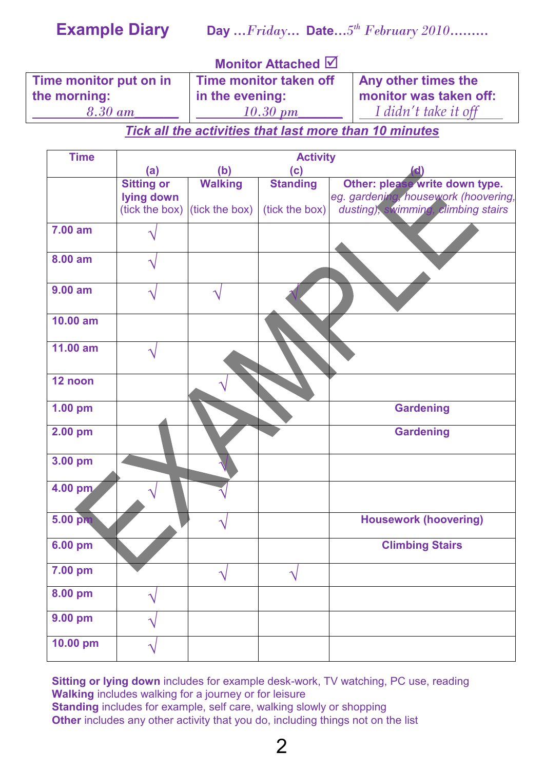# Example Diary

**Day** *…Friday…* **Date**…*5th February 2010*………

**Monitor Attached** ☑

| Time monitor put on in the morning: | Time monitor taken off in the evening: | Any other times the monitor was taken off: |
|---|---|---|
| *8.30 am* | *10.30 pm* | *I didn't take it off* |

***Tick all the activities that last more than 10 minutes***

| Time | Activity (a) Sitting or lying down (tick the box) | (b) Walking (tick the box) | (c) Standing (tick the box) | (d) Other: please write down type. *eg. gardening, housework (hoovering, dusting), swimming, climbing stairs* |
|---|---|---|---|---|
| **7.00 am** | √ | | | |
| **8.00 am** | √ | | | |
| **9.00 am** | √ | √ | √ | |
| **10.00 am** | | | | |
| **11.00 am** | √ | | | |
| **12 noon** | | √ | | |
| **1.00 pm** | | | | Gardening |
| **2.00 pm** | | | | Gardening |
| **3.00 pm** | | √ | | |
| **4.00 pm** | √ | √ | | |
| **5.00 pm** | | √ | | Housework (hoovering) |
| **6.00 pm** | | | | Climbing Stairs |
| **7.00 pm** | | √ | √ | |
| **8.00 pm** | √ | | | |
| **9.00 pm** | √ | | | |
| **10.00 pm** | √ | | | |

EXAMPLE

**Sitting or lying down** includes for example desk-work, TV watching, PC use, reading
**Walking** includes walking for a journey or for leisure
**Standing** includes for example, self care, walking slowly or shopping
**Other** includes any other activity that you do, including things not on the list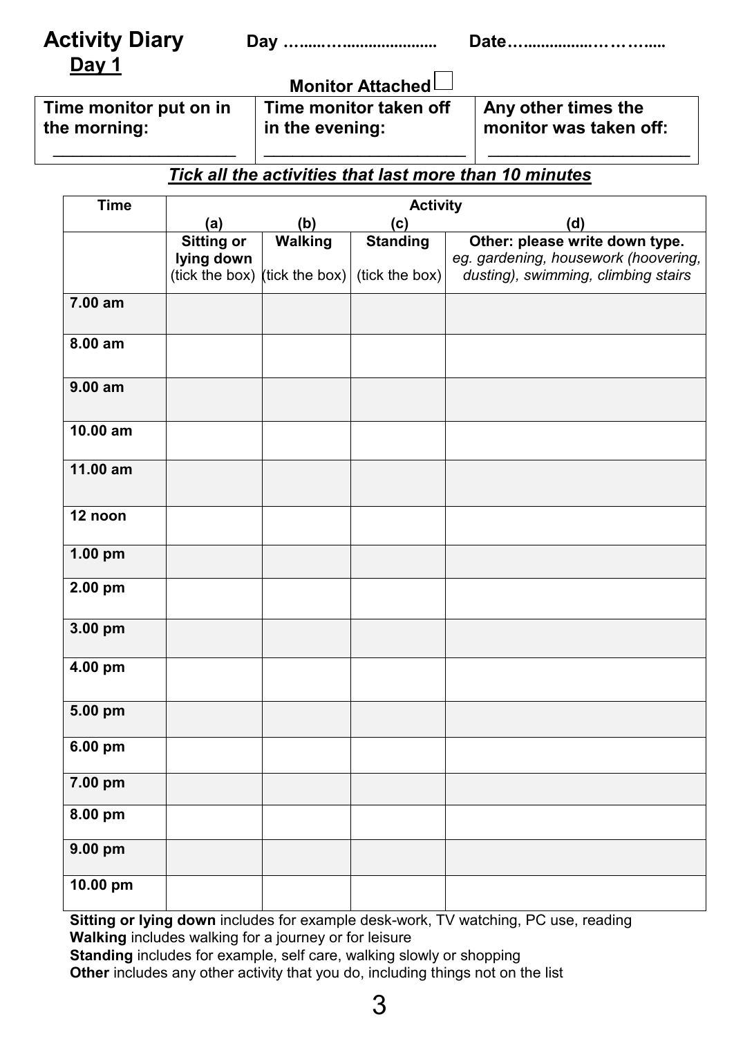# Activity Diary

**Day ….....…....................** **Date…..............…………....**

**Day 1**

**Monitor Attached** ☐

| Time monitor put on in the morning: | Time monitor taken off in the evening: | Any other times the monitor was taken off: |
| --- | --- | --- |
| ___________________ | _____________________ | _____________________ |

***Tick all the activities that last more than 10 minutes***

| Time | Activity | | | |
| --- | --- | --- | --- | --- |
| | (a) | (b) | (c) | (d) |
| | **Sitting or lying down** (tick the box) | **Walking** (tick the box) | **Standing** (tick the box) | **Other: please write down type.** *eg. gardening, housework (hoovering, dusting), swimming, climbing stairs* |
| **7.00 am** | | | | |
| **8.00 am** | | | | |
| **9.00 am** | | | | |
| **10.00 am** | | | | |
| **11.00 am** | | | | |
| **12 noon** | | | | |
| **1.00 pm** | | | | |
| **2.00 pm** | | | | |
| **3.00 pm** | | | | |
| **4.00 pm** | | | | |
| **5.00 pm** | | | | |
| **6.00 pm** | | | | |
| **7.00 pm** | | | | |
| **8.00 pm** | | | | |
| **9.00 pm** | | | | |
| **10.00 pm** | | | | |

**Sitting or lying down** includes for example desk-work, TV watching, PC use, reading
**Walking** includes walking for a journey or for leisure
**Standing** includes for example, self care, walking slowly or shopping
**Other** includes any other activity that you do, including things not on the list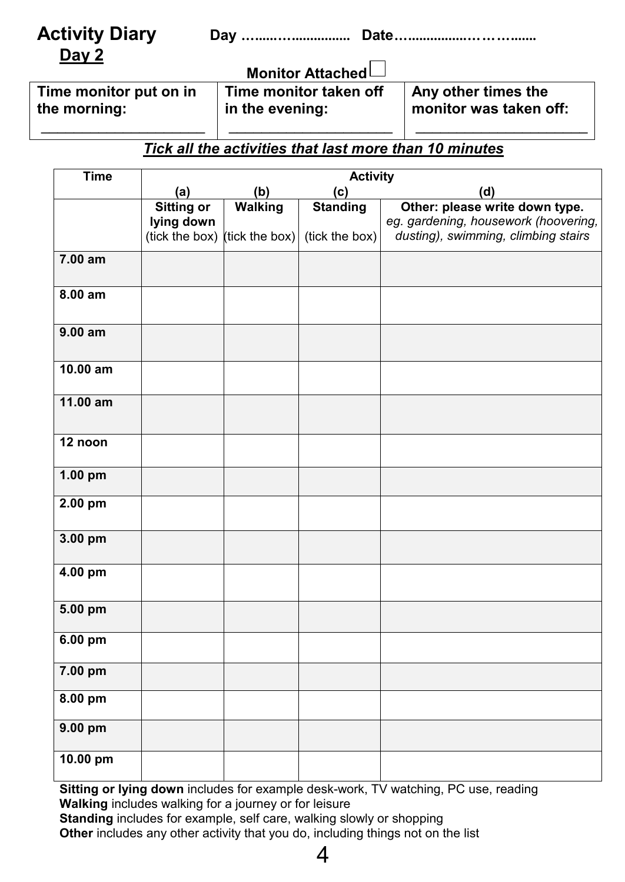# Activity Diary

**Day ……..……..............  Date…..............…………......**

## Day 2

**Monitor Attached** ☐

| Time monitor put on in the morning: | Time monitor taken off in the evening: | Any other times the monitor was taken off: |
|---|---|---|
| ____________________ | ____________________ | ____________________ |

***Tick all the activities that last more than 10 minutes***

| Time | Activity | | | |
|---|---|---|---|---|
| | (a) | (b) | (c) | (d) |
| | **Sitting or lying down** (tick the box) | **Walking** (tick the box) | **Standing** (tick the box) | **Other: please write down type.** *eg. gardening, housework (hoovering, dusting), swimming, climbing stairs* |
| **7.00 am** | | | | |
| **8.00 am** | | | | |
| **9.00 am** | | | | |
| **10.00 am** | | | | |
| **11.00 am** | | | | |
| **12 noon** | | | | |
| **1.00 pm** | | | | |
| **2.00 pm** | | | | |
| **3.00 pm** | | | | |
| **4.00 pm** | | | | |
| **5.00 pm** | | | | |
| **6.00 pm** | | | | |
| **7.00 pm** | | | | |
| **8.00 pm** | | | | |
| **9.00 pm** | | | | |
| **10.00 pm** | | | | |

**Sitting or lying down** includes for example desk-work, TV watching, PC use, reading
**Walking** includes walking for a journey or for leisure
**Standing** includes for example, self care, walking slowly or shopping
**Other** includes any other activity that you do, including things not on the list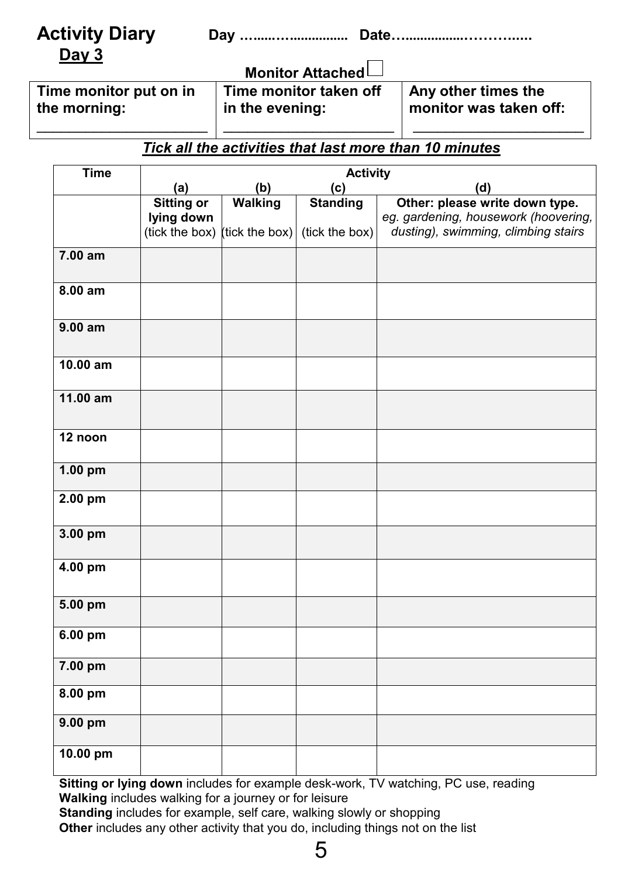# Activity Diary

**Day ….....…............... Date…................…………......**

## Day 3

**Monitor Attached** ☐

| Time monitor put on in the morning: | Time monitor taken off in the evening: | Any other times the monitor was taken off: |
|---|---|---|
| ____________________ | ____________________ | ____________________ |

***Tick all the activities that last more than 10 minutes***

| Time | Activity | | | |
|---|---|---|---|---|
| | (a) | (b) | (c) | (d) |
| | **Sitting or lying down** (tick the box) | **Walking** (tick the box) | **Standing** (tick the box) | **Other: please write down type.** *eg. gardening, housework (hoovering, dusting), swimming, climbing stairs* |
| **7.00 am** | | | | |
| **8.00 am** | | | | |
| **9.00 am** | | | | |
| **10.00 am** | | | | |
| **11.00 am** | | | | |
| **12 noon** | | | | |
| **1.00 pm** | | | | |
| **2.00 pm** | | | | |
| **3.00 pm** | | | | |
| **4.00 pm** | | | | |
| **5.00 pm** | | | | |
| **6.00 pm** | | | | |
| **7.00 pm** | | | | |
| **8.00 pm** | | | | |
| **9.00 pm** | | | | |
| **10.00 pm** | | | | |

**Sitting or lying down** includes for example desk-work, TV watching, PC use, reading
**Walking** includes walking for a journey or for leisure
**Standing** includes for example, self care, walking slowly or shopping
**Other** includes any other activity that you do, including things not on the list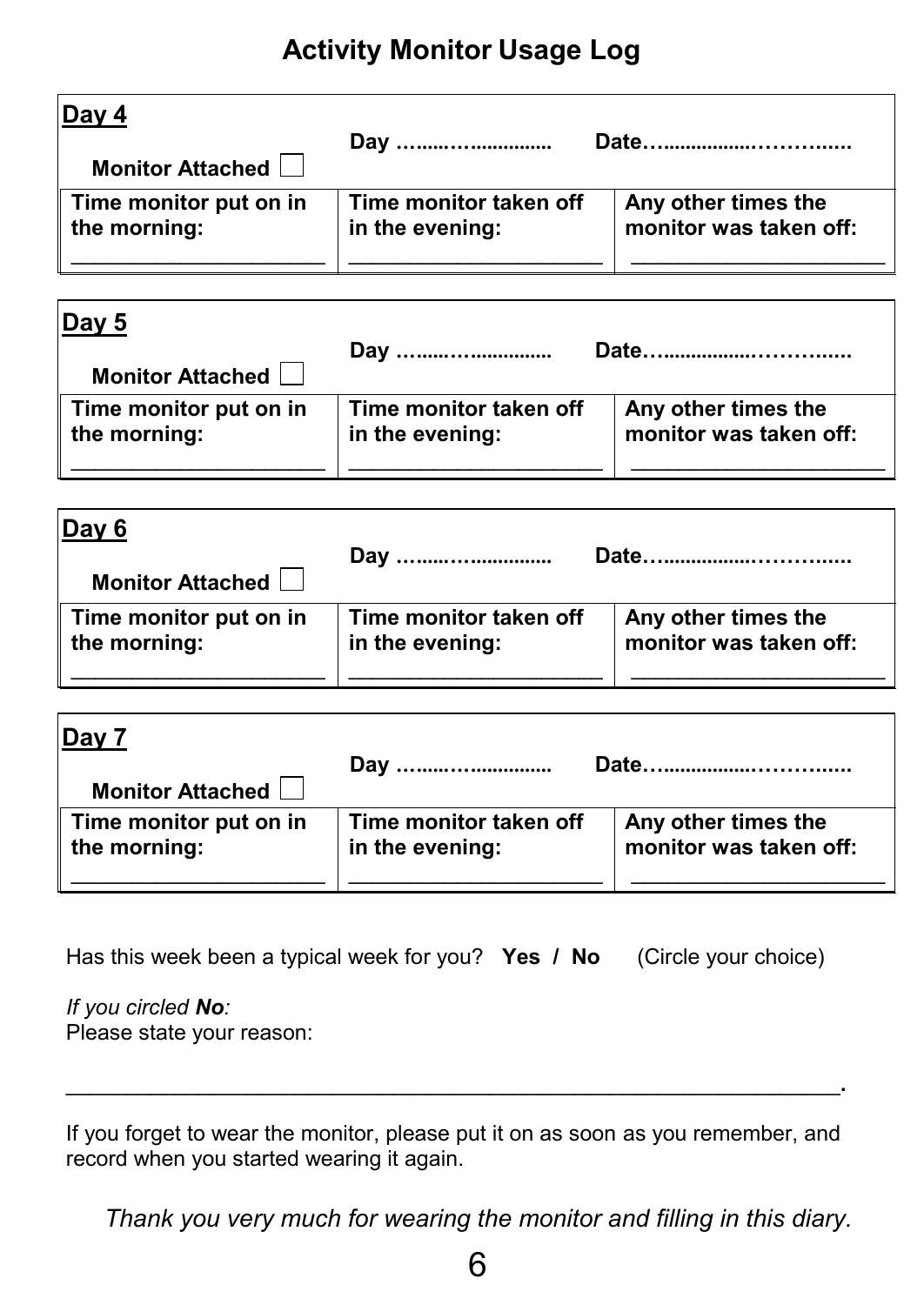# Activity Monitor Usage Log

**Day 4**

**Monitor Attached** ☐ **Day …......…..............  Date…...............……….....**

| Time monitor put on in the morning: | Time monitor taken off in the evening: | Any other times the monitor was taken off: |
|---|---|---|
| ______________________ | ______________________ | ______________________ |

**Day 5**

**Monitor Attached** ☐ **Day …......…..............  Date…...............……….....**

| Time monitor put on in the morning: | Time monitor taken off in the evening: | Any other times the monitor was taken off: |
|---|---|---|
| ______________________ | ______________________ | ______________________ |

**Day 6**

**Monitor Attached** ☐ **Day …......…..............  Date…...............……….....**

| Time monitor put on in the morning: | Time monitor taken off in the evening: | Any other times the monitor was taken off: |
|---|---|---|
| ______________________ | ______________________ | ______________________ |

**Day 7**

**Monitor Attached** ☐ **Day …......…..............  Date…...............……….....**

| Time monitor put on in the morning: | Time monitor taken off in the evening: | Any other times the monitor was taken off: |
|---|---|---|
| ______________________ | ______________________ | ______________________ |

Has this week been a typical week for you? **Yes / No** (Circle your choice)

*If you circled **No**:*
Please state your reason:

________________________________________________________________.

If you forget to wear the monitor, please put it on as soon as you remember, and record when you started wearing it again.

*Thank you very much for wearing the monitor and filling in this diary.*